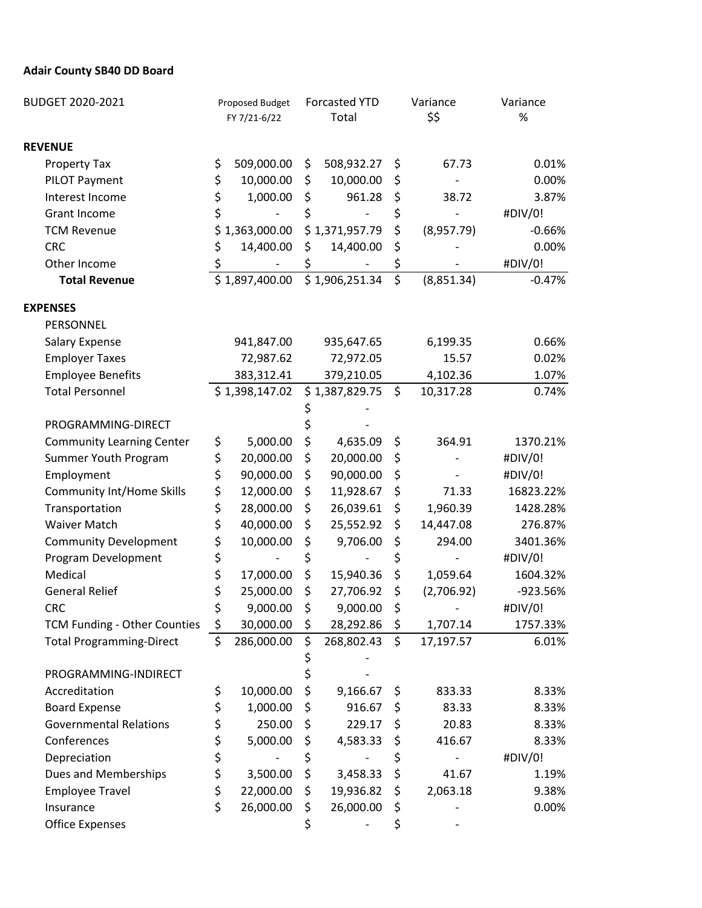**Adair County SB40 DD Board**

| BUDGET 2020-2021 | Proposed Budget FY 7/21-6/22 | Forcasted YTD Total | Variance $$ | Variance % |
|---|---|---|---|---|
| **REVENUE** | | | | |
| Property Tax | $ 509,000.00 | $ 508,932.27 | $ 67.73 | 0.01% |
| PILOT Payment | $ 10,000.00 | $ 10,000.00 | $ - | 0.00% |
| Interest Income | $ 1,000.00 | $ 961.28 | $ 38.72 | 3.87% |
| Grant Income | $ - | $ - | $ - | #DIV/0! |
| TCM Revenue | $ 1,363,000.00 | $ 1,371,957.79 | $ (8,957.79) | -0.66% |
| CRC | $ 14,400.00 | $ 14,400.00 | $ - | 0.00% |
| Other Income | $ - | $ - | $ - | #DIV/0! |
| **Total Revenue** | $ 1,897,400.00 | $ 1,906,251.34 | $ (8,851.34) | -0.47% |
| **EXPENSES** | | | | |
| PERSONNEL | | | | |
| Salary Expense | 941,847.00 | 935,647.65 | 6,199.35 | 0.66% |
| Employer Taxes | 72,987.62 | 72,972.05 | 15.57 | 0.02% |
| Employee Benefits | 383,312.41 | 379,210.05 | 4,102.36 | 1.07% |
| Total Personnel | $ 1,398,147.02 | $ 1,387,829.75 | $ 10,317.28 | 0.74% |
| | | $ - | | |
| PROGRAMMING-DIRECT | | $ - | | |
| Community Learning Center | $ 5,000.00 | $ 4,635.09 | $ 364.91 | 1370.21% |
| Summer Youth Program | $ 20,000.00 | $ 20,000.00 | $ - | #DIV/0! |
| Employment | $ 90,000.00 | $ 90,000.00 | $ - | #DIV/0! |
| Community Int/Home Skills | $ 12,000.00 | $ 11,928.67 | $ 71.33 | 16823.22% |
| Transportation | $ 28,000.00 | $ 26,039.61 | $ 1,960.39 | 1428.28% |
| Waiver Match | $ 40,000.00 | $ 25,552.92 | $ 14,447.08 | 276.87% |
| Community Development | $ 10,000.00 | $ 9,706.00 | $ 294.00 | 3401.36% |
| Program Development | $ - | $ - | $ - | #DIV/0! |
| Medical | $ 17,000.00 | $ 15,940.36 | $ 1,059.64 | 1604.32% |
| General Relief | $ 25,000.00 | $ 27,706.92 | $ (2,706.92) | -923.56% |
| CRC | $ 9,000.00 | $ 9,000.00 | $ - | #DIV/0! |
| TCM Funding - Other Counties | $ 30,000.00 | $ 28,292.86 | $ 1,707.14 | 1757.33% |
| Total Programming-Direct | $ 286,000.00 | $ 268,802.43 | $ 17,197.57 | 6.01% |
| | | $ - | | |
| PROGRAMMING-INDIRECT | | $ - | | |
| Accreditation | $ 10,000.00 | $ 9,166.67 | $ 833.33 | 8.33% |
| Board Expense | $ 1,000.00 | $ 916.67 | $ 83.33 | 8.33% |
| Governmental Relations | $ 250.00 | $ 229.17 | $ 20.83 | 8.33% |
| Conferences | $ 5,000.00 | $ 4,583.33 | $ 416.67 | 8.33% |
| Depreciation | $ - | $ - | $ - | #DIV/0! |
| Dues and Memberships | $ 3,500.00 | $ 3,458.33 | $ 41.67 | 1.19% |
| Employee Travel | $ 22,000.00 | $ 19,936.82 | $ 2,063.18 | 9.38% |
| Insurance | $ 26,000.00 | $ 26,000.00 | $ - | 0.00% |
| Office Expenses | | $ - | $ - | |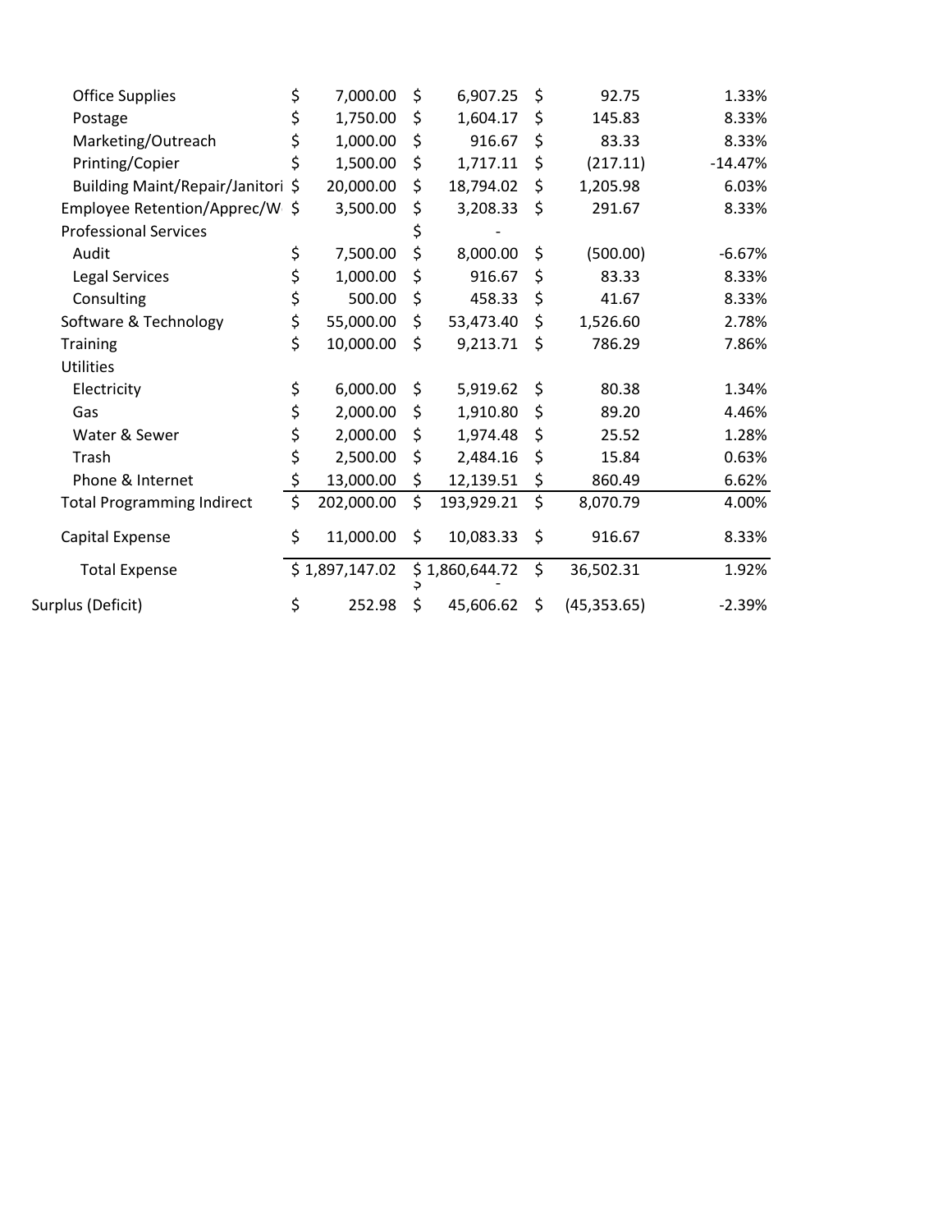| | | | | |
|---|---|---|---|---|
| Office Supplies | $ 7,000.00 | $ 6,907.25 | $ 92.75 | 1.33% |
| Postage | $ 1,750.00 | $ 1,604.17 | $ 145.83 | 8.33% |
| Marketing/Outreach | $ 1,000.00 | $ 916.67 | $ 83.33 | 8.33% |
| Printing/Copier | $ 1,500.00 | $ 1,717.11 | $ (217.11) | -14.47% |
| Building Maint/Repair/Janitori | $ 20,000.00 | $ 18,794.02 | $ 1,205.98 | 6.03% |
| Employee Retention/Apprec/W | $ 3,500.00 | $ 3,208.33 | $ 291.67 | 8.33% |
| Professional Services | | $ - | | |
| Audit | $ 7,500.00 | $ 8,000.00 | $ (500.00) | -6.67% |
| Legal Services | $ 1,000.00 | $ 916.67 | $ 83.33 | 8.33% |
| Consulting | $ 500.00 | $ 458.33 | $ 41.67 | 8.33% |
| Software & Technology | $ 55,000.00 | $ 53,473.40 | $ 1,526.60 | 2.78% |
| Training | $ 10,000.00 | $ 9,213.71 | $ 786.29 | 7.86% |
| Utilities | | | | |
| Electricity | $ 6,000.00 | $ 5,919.62 | $ 80.38 | 1.34% |
| Gas | $ 2,000.00 | $ 1,910.80 | $ 89.20 | 4.46% |
| Water & Sewer | $ 2,000.00 | $ 1,974.48 | $ 25.52 | 1.28% |
| Trash | $ 2,500.00 | $ 2,484.16 | $ 15.84 | 0.63% |
| Phone & Internet | $ 13,000.00 | $ 12,139.51 | $ 860.49 | 6.62% |
| Total Programming Indirect | $ 202,000.00 | $ 193,929.21 | $ 8,070.79 | 4.00% |
| Capital Expense | $ 11,000.00 | $ 10,083.33 | $ 916.67 | 8.33% |
| Total Expense | $ 1,897,147.02 | $ 1,860,644.72 | $ 36,502.31 | 1.92% |
| | | $ - | | |
| Surplus (Deficit) | $ 252.98 | $ 45,606.62 | $ (45,353.65) | -2.39% |